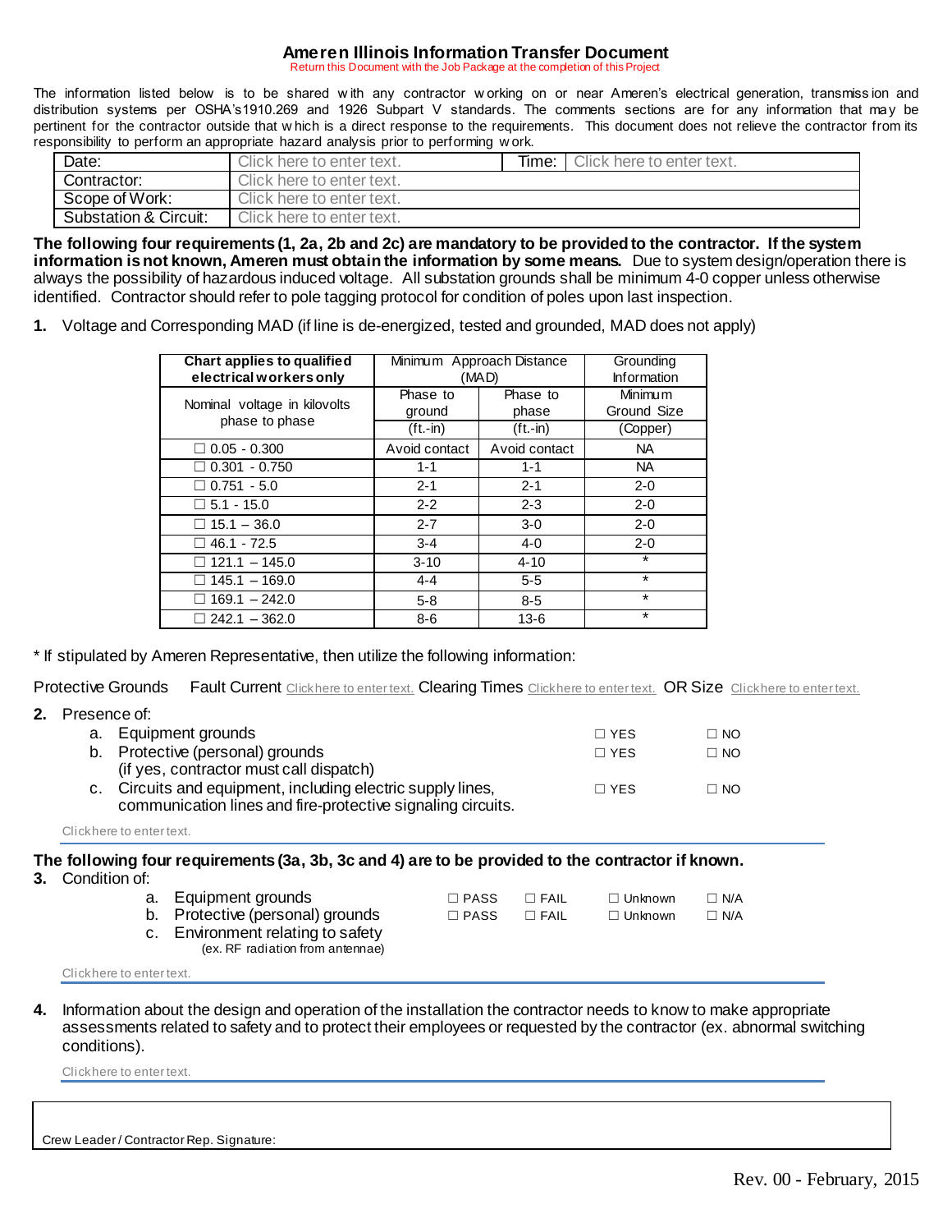# Ameren Illinois Information Transfer Document

Return this Document with the Job Package at the completion of this Project

The information listed below is to be shared with any contractor working on or near Ameren's electrical generation, transmission and distribution systems per OSHA's 1910.269 and 1926 Subpart V standards. The comments sections are for any information that may be pertinent for the contractor outside that which is a direct response to the requirements. This document does not relieve the contractor from its responsibility to perform an appropriate hazard analysis prior to performing work.

| Date: | Click here to enter text. | Time: | Click here to enter text. |
|---|---|---|---|
| Contractor: | Click here to enter text. | | |
| Scope of Work: | Click here to enter text. | | |
| Substation & Circuit: | Click here to enter text. | | |

**The following four requirements (1, 2a, 2b and 2c) are mandatory to be provided to the contractor. If the system information is not known, Ameren must obtain the information by some means.** Due to system design/operation there is always the possibility of hazardous induced voltage. All substation grounds shall be minimum 4-0 copper unless otherwise identified. Contractor should refer to pole tagging protocol for condition of poles upon last inspection.

**1.** Voltage and Corresponding MAD (if line is de-energized, tested and grounded, MAD does not apply)

| **Chart applies to qualified electrical workers only** | Minimum Approach Distance (MAD) | | Grounding Information |
|---|---|---|---|
| Nominal voltage in kilovolts phase to phase | Phase to ground (ft.-in) | Phase to phase (ft.-in) | Minimum Ground Size (Copper) |
| ☐ 0.05 - 0.300 | Avoid contact | Avoid contact | NA |
| ☐ 0.301 - 0.750 | 1-1 | 1-1 | NA |
| ☐ 0.751 - 5.0 | 2-1 | 2-1 | 2-0 |
| ☐ 5.1 - 15.0 | 2-2 | 2-3 | 2-0 |
| ☐ 15.1 – 36.0 | 2-7 | 3-0 | 2-0 |
| ☐ 46.1 - 72.5 | 3-4 | 4-0 | 2-0 |
| ☐ 121.1 – 145.0 | 3-10 | 4-10 | * |
| ☐ 145.1 – 169.0 | 4-4 | 5-5 | * |
| ☐ 169.1 – 242.0 | 5-8 | 8-5 | * |
| ☐ 242.1 – 362.0 | 8-6 | 13-6 | * |

\* If stipulated by Ameren Representative, then utilize the following information:

Protective Grounds Fault Current Click here to enter text. Clearing Times Click here to enter text. OR Size Click here to enter text.

**2.** Presence of:

a. Equipment grounds ☐ YES ☐ NO

b. Protective (personal) grounds (if yes, contractor must call dispatch) ☐ YES ☐ NO

c. Circuits and equipment, including electric supply lines, communication lines and fire-protective signaling circuits. ☐ YES ☐ NO

Click here to enter text.

**The following four requirements (3a, 3b, 3c and 4) are to be provided to the contractor if known.**

**3.** Condition of:

a. Equipment grounds ☐ PASS ☐ FAIL ☐ Unknown ☐ N/A

b. Protective (personal) grounds ☐ PASS ☐ FAIL ☐ Unknown ☐ N/A

c. Environment relating to safety (ex. RF radiation from antennae)

Click here to enter text.

**4.** Information about the design and operation of the installation the contractor needs to know to make appropriate assessments related to safety and to protect their employees or requested by the contractor (ex. abnormal switching conditions).

Click here to enter text.

Crew Leader / Contractor Rep. Signature:

Rev. 00 - February, 2015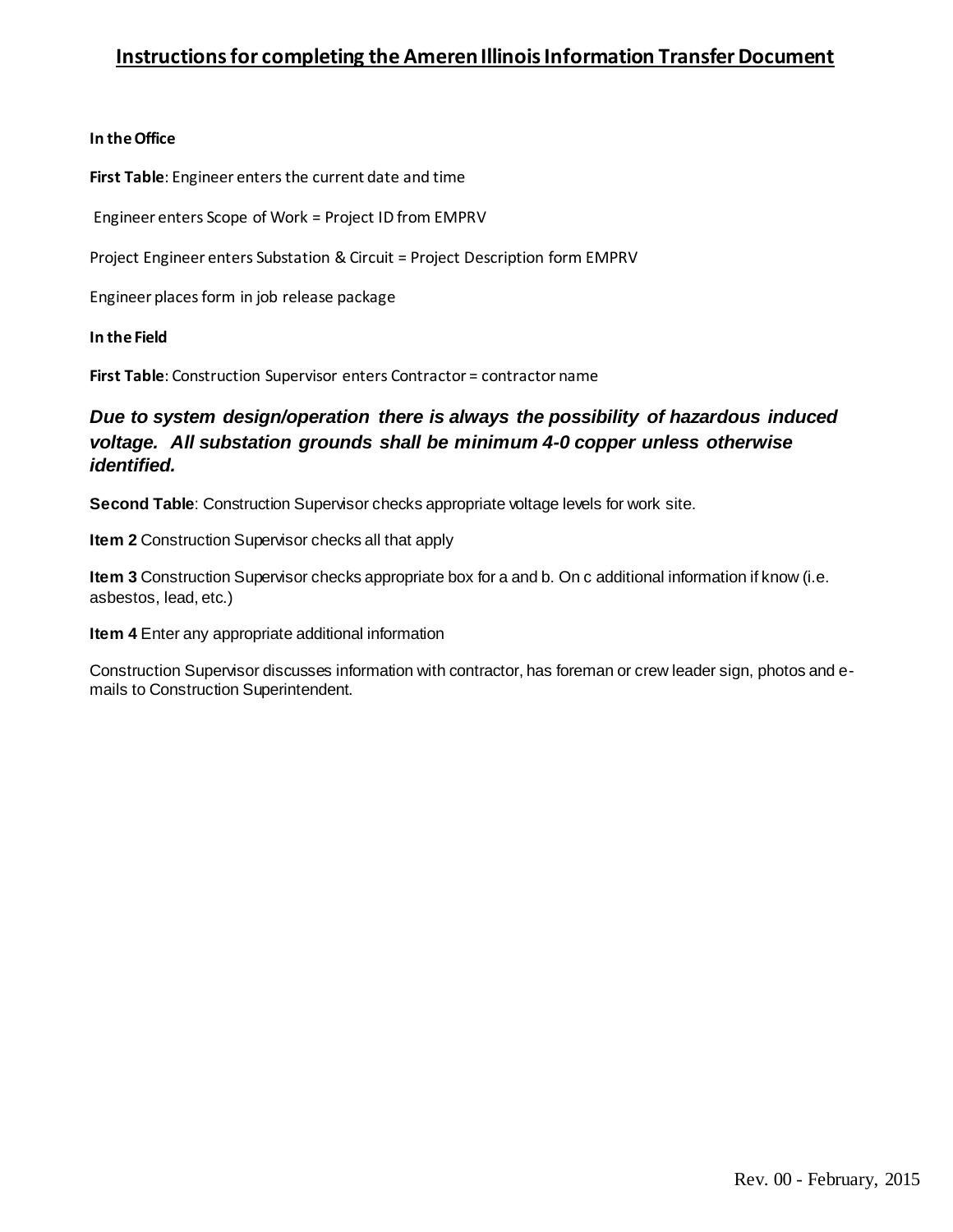# Instructions for completing the Ameren Illinois Information Transfer Document

**In the Office**

**First Table**: Engineer enters the current date and time

Engineer enters Scope of Work = Project ID from EMPRV

Project Engineer enters Substation & Circuit = Project Description form EMPRV

Engineer places form in job release package

**In the Field**

**First Table**: Construction Supervisor enters Contractor = contractor name

***Due to system design/operation there is always the possibility of hazardous induced voltage. All substation grounds shall be minimum 4-0 copper unless otherwise identified.***

**Second Table**: Construction Supervisor checks appropriate voltage levels for work site.

**Item 2** Construction Supervisor checks all that apply

**Item 3** Construction Supervisor checks appropriate box for a and b. On c additional information if know (i.e. asbestos, lead, etc.)

**Item 4** Enter any appropriate additional information

Construction Supervisor discusses information with contractor, has foreman or crew leader sign, photos and e-mails to Construction Superintendent.

Rev. 00 - February, 2015